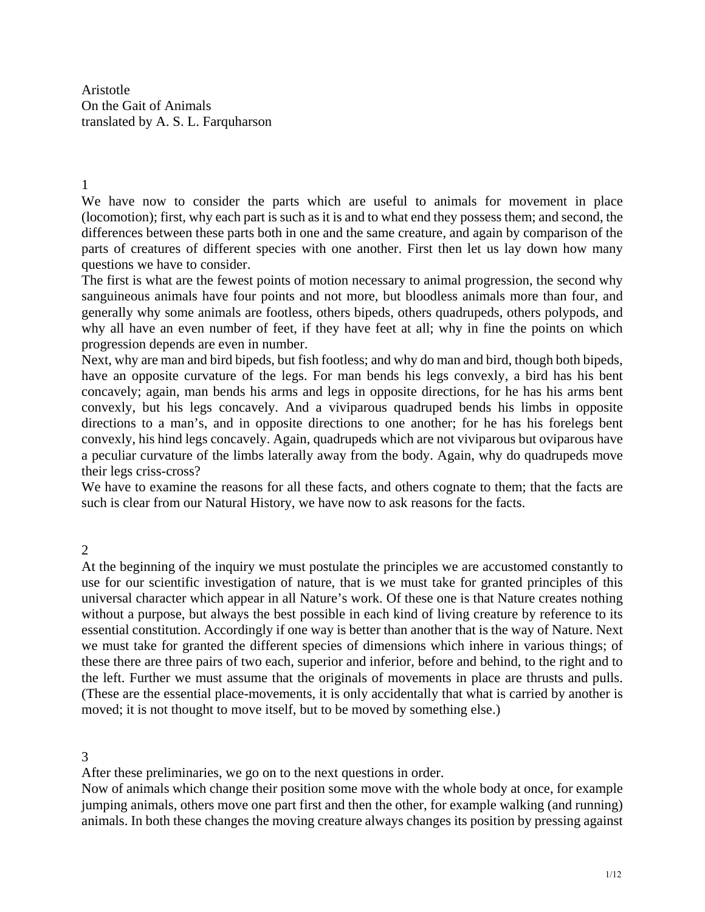Aristotle
On the Gait of Animals
translated by A. S. L. Farquharson

## 1

We have now to consider the parts which are useful to animals for movement in place (locomotion); first, why each part is such as it is and to what end they possess them; and second, the differences between these parts both in one and the same creature, and again by comparison of the parts of creatures of different species with one another. First then let us lay down how many questions we have to consider.

The first is what are the fewest points of motion necessary to animal progression, the second why sanguineous animals have four points and not more, but bloodless animals more than four, and generally why some animals are footless, others bipeds, others quadrupeds, others polypods, and why all have an even number of feet, if they have feet at all; why in fine the points on which progression depends are even in number.

Next, why are man and bird bipeds, but fish footless; and why do man and bird, though both bipeds, have an opposite curvature of the legs. For man bends his legs convexly, a bird has his bent concavely; again, man bends his arms and legs in opposite directions, for he has his arms bent convexly, but his legs concavely. And a viviparous quadruped bends his limbs in opposite directions to a man's, and in opposite directions to one another; for he has his forelegs bent convexly, his hind legs concavely. Again, quadrupeds which are not viviparous but oviparous have a peculiar curvature of the limbs laterally away from the body. Again, why do quadrupeds move their legs criss-cross?

We have to examine the reasons for all these facts, and others cognate to them; that the facts are such is clear from our Natural History, we have now to ask reasons for the facts.

## 2

At the beginning of the inquiry we must postulate the principles we are accustomed constantly to use for our scientific investigation of nature, that is we must take for granted principles of this universal character which appear in all Nature's work. Of these one is that Nature creates nothing without a purpose, but always the best possible in each kind of living creature by reference to its essential constitution. Accordingly if one way is better than another that is the way of Nature. Next we must take for granted the different species of dimensions which inhere in various things; of these there are three pairs of two each, superior and inferior, before and behind, to the right and to the left. Further we must assume that the originals of movements in place are thrusts and pulls. (These are the essential place-movements, it is only accidentally that what is carried by another is moved; it is not thought to move itself, but to be moved by something else.)

## 3

After these preliminaries, we go on to the next questions in order.

Now of animals which change their position some move with the whole body at once, for example jumping animals, others move one part first and then the other, for example walking (and running) animals. In both these changes the moving creature always changes its position by pressing against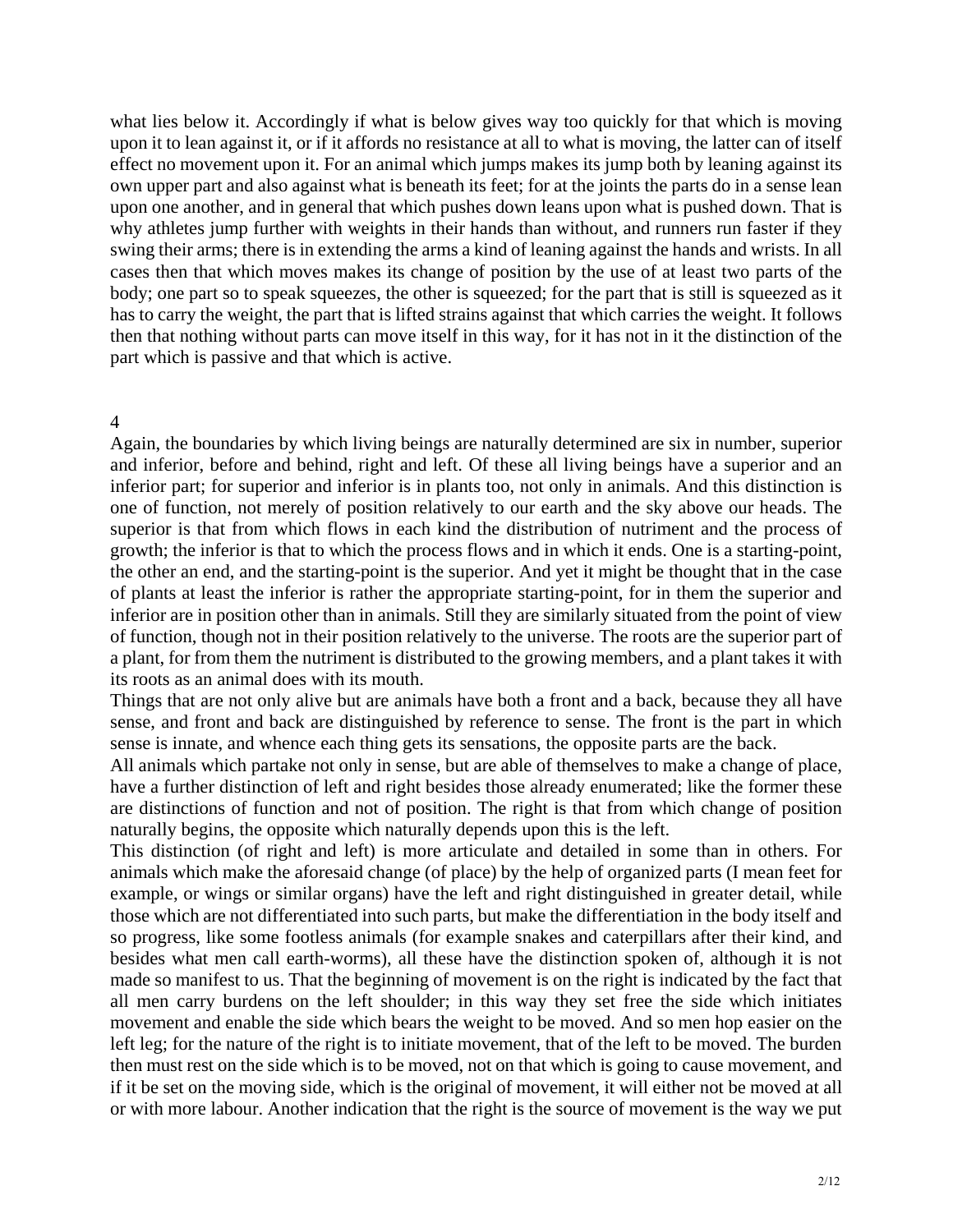what lies below it. Accordingly if what is below gives way too quickly for that which is moving upon it to lean against it, or if it affords no resistance at all to what is moving, the latter can of itself effect no movement upon it. For an animal which jumps makes its jump both by leaning against its own upper part and also against what is beneath its feet; for at the joints the parts do in a sense lean upon one another, and in general that which pushes down leans upon what is pushed down. That is why athletes jump further with weights in their hands than without, and runners run faster if they swing their arms; there is in extending the arms a kind of leaning against the hands and wrists. In all cases then that which moves makes its change of position by the use of at least two parts of the body; one part so to speak squeezes, the other is squeezed; for the part that is still is squeezed as it has to carry the weight, the part that is lifted strains against that which carries the weight. It follows then that nothing without parts can move itself in this way, for it has not in it the distinction of the part which is passive and that which is active.

## 4

Again, the boundaries by which living beings are naturally determined are six in number, superior and inferior, before and behind, right and left. Of these all living beings have a superior and an inferior part; for superior and inferior is in plants too, not only in animals. And this distinction is one of function, not merely of position relatively to our earth and the sky above our heads. The superior is that from which flows in each kind the distribution of nutriment and the process of growth; the inferior is that to which the process flows and in which it ends. One is a starting-point, the other an end, and the starting-point is the superior. And yet it might be thought that in the case of plants at least the inferior is rather the appropriate starting-point, for in them the superior and inferior are in position other than in animals. Still they are similarly situated from the point of view of function, though not in their position relatively to the universe. The roots are the superior part of a plant, for from them the nutriment is distributed to the growing members, and a plant takes it with its roots as an animal does with its mouth.

Things that are not only alive but are animals have both a front and a back, because they all have sense, and front and back are distinguished by reference to sense. The front is the part in which sense is innate, and whence each thing gets its sensations, the opposite parts are the back.

All animals which partake not only in sense, but are able of themselves to make a change of place, have a further distinction of left and right besides those already enumerated; like the former these are distinctions of function and not of position. The right is that from which change of position naturally begins, the opposite which naturally depends upon this is the left.

This distinction (of right and left) is more articulate and detailed in some than in others. For animals which make the aforesaid change (of place) by the help of organized parts (I mean feet for example, or wings or similar organs) have the left and right distinguished in greater detail, while those which are not differentiated into such parts, but make the differentiation in the body itself and so progress, like some footless animals (for example snakes and caterpillars after their kind, and besides what men call earth-worms), all these have the distinction spoken of, although it is not made so manifest to us. That the beginning of movement is on the right is indicated by the fact that all men carry burdens on the left shoulder; in this way they set free the side which initiates movement and enable the side which bears the weight to be moved. And so men hop easier on the left leg; for the nature of the right is to initiate movement, that of the left to be moved. The burden then must rest on the side which is to be moved, not on that which is going to cause movement, and if it be set on the moving side, which is the original of movement, it will either not be moved at all or with more labour. Another indication that the right is the source of movement is the way we put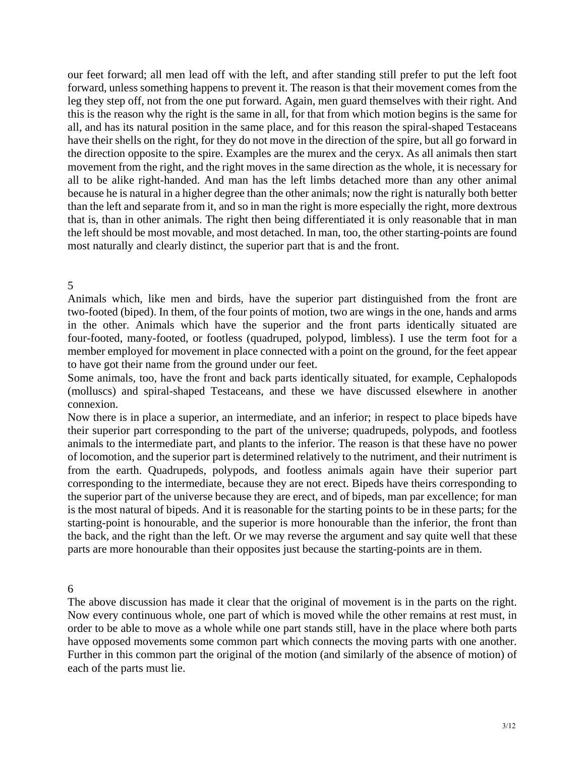our feet forward; all men lead off with the left, and after standing still prefer to put the left foot forward, unless something happens to prevent it. The reason is that their movement comes from the leg they step off, not from the one put forward. Again, men guard themselves with their right. And this is the reason why the right is the same in all, for that from which motion begins is the same for all, and has its natural position in the same place, and for this reason the spiral-shaped Testaceans have their shells on the right, for they do not move in the direction of the spire, but all go forward in the direction opposite to the spire. Examples are the murex and the ceryx. As all animals then start movement from the right, and the right moves in the same direction as the whole, it is necessary for all to be alike right-handed. And man has the left limbs detached more than any other animal because he is natural in a higher degree than the other animals; now the right is naturally both better than the left and separate from it, and so in man the right is more especially the right, more dextrous that is, than in other animals. The right then being differentiated it is only reasonable that in man the left should be most movable, and most detached. In man, too, the other starting-points are found most naturally and clearly distinct, the superior part that is and the front.

## 5

Animals which, like men and birds, have the superior part distinguished from the front are two-footed (biped). In them, of the four points of motion, two are wings in the one, hands and arms in the other. Animals which have the superior and the front parts identically situated are four-footed, many-footed, or footless (quadruped, polypod, limbless). I use the term foot for a member employed for movement in place connected with a point on the ground, for the feet appear to have got their name from the ground under our feet.

Some animals, too, have the front and back parts identically situated, for example, Cephalopods (molluscs) and spiral-shaped Testaceans, and these we have discussed elsewhere in another connexion.

Now there is in place a superior, an intermediate, and an inferior; in respect to place bipeds have their superior part corresponding to the part of the universe; quadrupeds, polypods, and footless animals to the intermediate part, and plants to the inferior. The reason is that these have no power of locomotion, and the superior part is determined relatively to the nutriment, and their nutriment is from the earth. Quadrupeds, polypods, and footless animals again have their superior part corresponding to the intermediate, because they are not erect. Bipeds have theirs corresponding to the superior part of the universe because they are erect, and of bipeds, man par excellence; for man is the most natural of bipeds. And it is reasonable for the starting points to be in these parts; for the starting-point is honourable, and the superior is more honourable than the inferior, the front than the back, and the right than the left. Or we may reverse the argument and say quite well that these parts are more honourable than their opposites just because the starting-points are in them.

## 6

The above discussion has made it clear that the original of movement is in the parts on the right. Now every continuous whole, one part of which is moved while the other remains at rest must, in order to be able to move as a whole while one part stands still, have in the place where both parts have opposed movements some common part which connects the moving parts with one another. Further in this common part the original of the motion (and similarly of the absence of motion) of each of the parts must lie.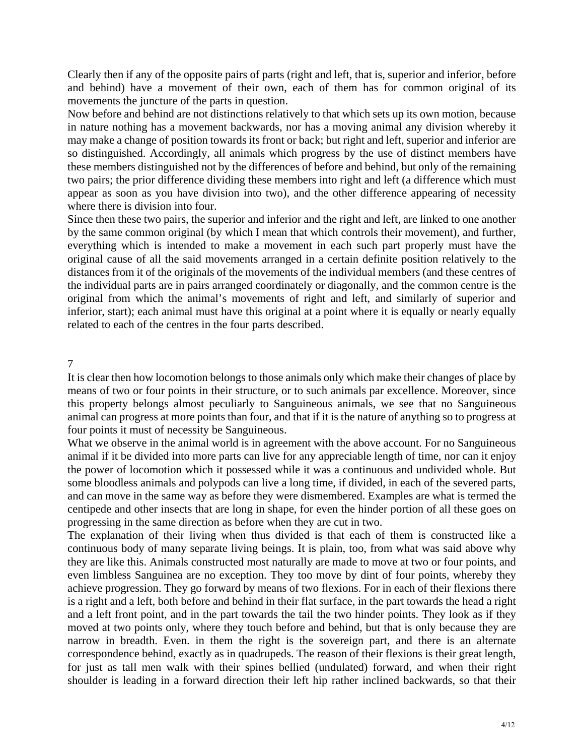Clearly then if any of the opposite pairs of parts (right and left, that is, superior and inferior, before and behind) have a movement of their own, each of them has for common original of its movements the juncture of the parts in question.

Now before and behind are not distinctions relatively to that which sets up its own motion, because in nature nothing has a movement backwards, nor has a moving animal any division whereby it may make a change of position towards its front or back; but right and left, superior and inferior are so distinguished. Accordingly, all animals which progress by the use of distinct members have these members distinguished not by the differences of before and behind, but only of the remaining two pairs; the prior difference dividing these members into right and left (a difference which must appear as soon as you have division into two), and the other difference appearing of necessity where there is division into four.

Since then these two pairs, the superior and inferior and the right and left, are linked to one another by the same common original (by which I mean that which controls their movement), and further, everything which is intended to make a movement in each such part properly must have the original cause of all the said movements arranged in a certain definite position relatively to the distances from it of the originals of the movements of the individual members (and these centres of the individual parts are in pairs arranged coordinately or diagonally, and the common centre is the original from which the animal's movements of right and left, and similarly of superior and inferior, start); each animal must have this original at a point where it is equally or nearly equally related to each of the centres in the four parts described.

## 7

It is clear then how locomotion belongs to those animals only which make their changes of place by means of two or four points in their structure, or to such animals par excellence. Moreover, since this property belongs almost peculiarly to Sanguineous animals, we see that no Sanguineous animal can progress at more points than four, and that if it is the nature of anything so to progress at four points it must of necessity be Sanguineous.

What we observe in the animal world is in agreement with the above account. For no Sanguineous animal if it be divided into more parts can live for any appreciable length of time, nor can it enjoy the power of locomotion which it possessed while it was a continuous and undivided whole. But some bloodless animals and polypods can live a long time, if divided, in each of the severed parts, and can move in the same way as before they were dismembered. Examples are what is termed the centipede and other insects that are long in shape, for even the hinder portion of all these goes on progressing in the same direction as before when they are cut in two.

The explanation of their living when thus divided is that each of them is constructed like a continuous body of many separate living beings. It is plain, too, from what was said above why they are like this. Animals constructed most naturally are made to move at two or four points, and even limbless Sanguinea are no exception. They too move by dint of four points, whereby they achieve progression. They go forward by means of two flexions. For in each of their flexions there is a right and a left, both before and behind in their flat surface, in the part towards the head a right and a left front point, and in the part towards the tail the two hinder points. They look as if they moved at two points only, where they touch before and behind, but that is only because they are narrow in breadth. Even. in them the right is the sovereign part, and there is an alternate correspondence behind, exactly as in quadrupeds. The reason of their flexions is their great length, for just as tall men walk with their spines bellied (undulated) forward, and when their right shoulder is leading in a forward direction their left hip rather inclined backwards, so that their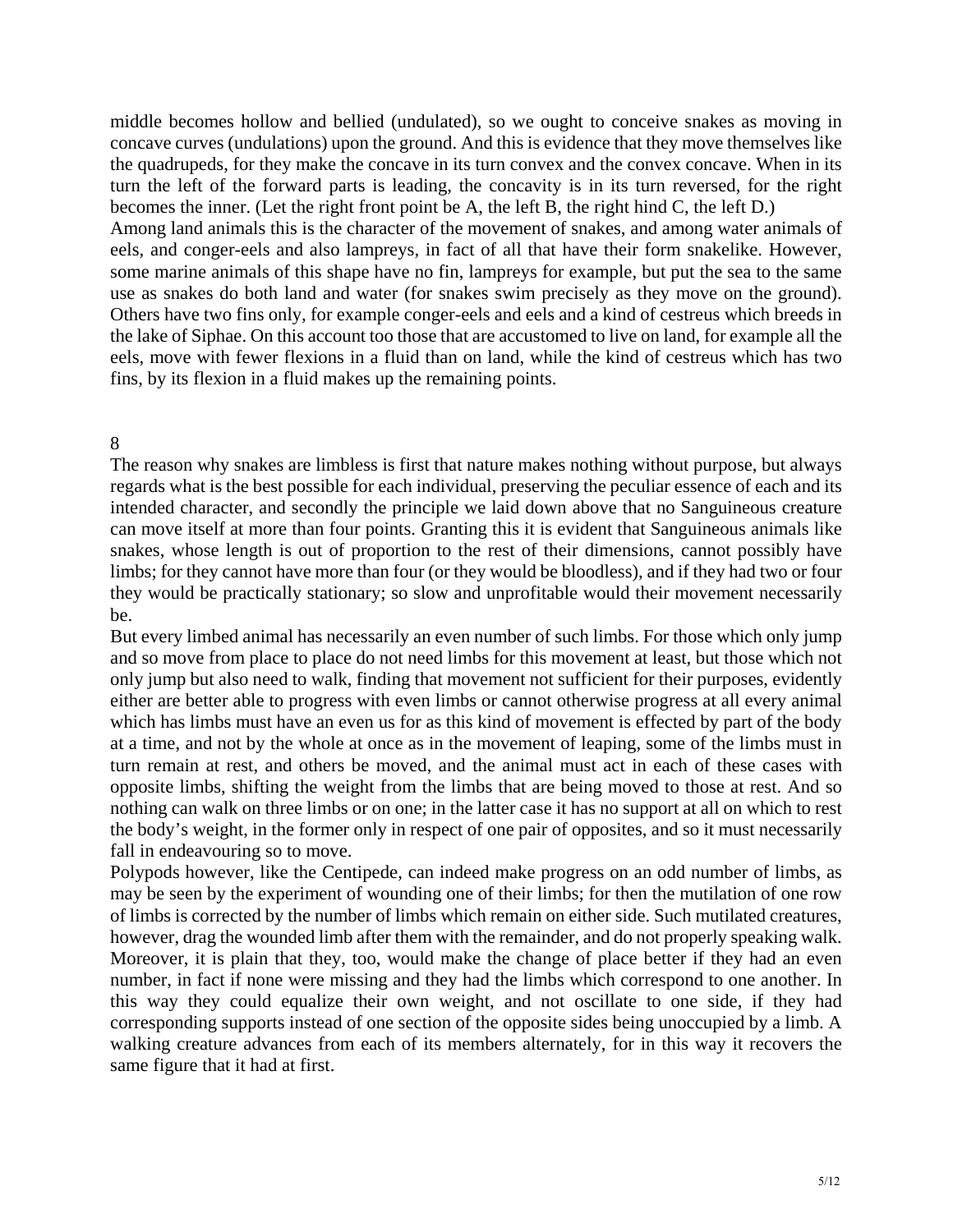middle becomes hollow and bellied (undulated), so we ought to conceive snakes as moving in concave curves (undulations) upon the ground. And this is evidence that they move themselves like the quadrupeds, for they make the concave in its turn convex and the convex concave. When in its turn the left of the forward parts is leading, the concavity is in its turn reversed, for the right becomes the inner. (Let the right front point be A, the left B, the right hind C, the left D.)

Among land animals this is the character of the movement of snakes, and among water animals of eels, and conger-eels and also lampreys, in fact of all that have their form snakelike. However, some marine animals of this shape have no fin, lampreys for example, but put the sea to the same use as snakes do both land and water (for snakes swim precisely as they move on the ground). Others have two fins only, for example conger-eels and eels and a kind of cestreus which breeds in the lake of Siphae. On this account too those that are accustomed to live on land, for example all the eels, move with fewer flexions in a fluid than on land, while the kind of cestreus which has two fins, by its flexion in a fluid makes up the remaining points.

## 8

The reason why snakes are limbless is first that nature makes nothing without purpose, but always regards what is the best possible for each individual, preserving the peculiar essence of each and its intended character, and secondly the principle we laid down above that no Sanguineous creature can move itself at more than four points. Granting this it is evident that Sanguineous animals like snakes, whose length is out of proportion to the rest of their dimensions, cannot possibly have limbs; for they cannot have more than four (or they would be bloodless), and if they had two or four they would be practically stationary; so slow and unprofitable would their movement necessarily be.

But every limbed animal has necessarily an even number of such limbs. For those which only jump and so move from place to place do not need limbs for this movement at least, but those which not only jump but also need to walk, finding that movement not sufficient for their purposes, evidently either are better able to progress with even limbs or cannot otherwise progress at all every animal which has limbs must have an even us for as this kind of movement is effected by part of the body at a time, and not by the whole at once as in the movement of leaping, some of the limbs must in turn remain at rest, and others be moved, and the animal must act in each of these cases with opposite limbs, shifting the weight from the limbs that are being moved to those at rest. And so nothing can walk on three limbs or on one; in the latter case it has no support at all on which to rest the body's weight, in the former only in respect of one pair of opposites, and so it must necessarily fall in endeavouring so to move.

Polypods however, like the Centipede, can indeed make progress on an odd number of limbs, as may be seen by the experiment of wounding one of their limbs; for then the mutilation of one row of limbs is corrected by the number of limbs which remain on either side. Such mutilated creatures, however, drag the wounded limb after them with the remainder, and do not properly speaking walk. Moreover, it is plain that they, too, would make the change of place better if they had an even number, in fact if none were missing and they had the limbs which correspond to one another. In this way they could equalize their own weight, and not oscillate to one side, if they had corresponding supports instead of one section of the opposite sides being unoccupied by a limb. A walking creature advances from each of its members alternately, for in this way it recovers the same figure that it had at first.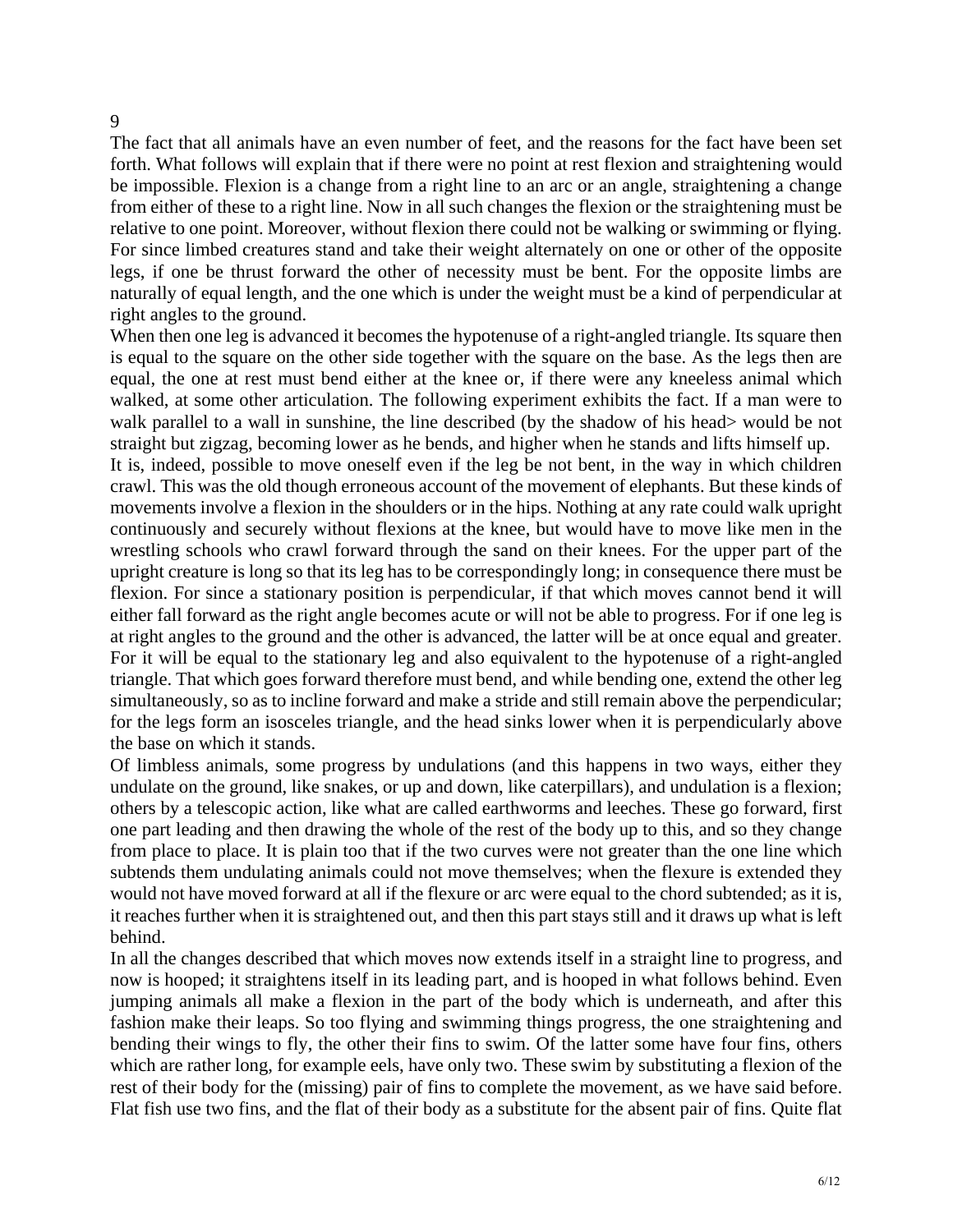9

The fact that all animals have an even number of feet, and the reasons for the fact have been set forth. What follows will explain that if there were no point at rest flexion and straightening would be impossible. Flexion is a change from a right line to an arc or an angle, straightening a change from either of these to a right line. Now in all such changes the flexion or the straightening must be relative to one point. Moreover, without flexion there could not be walking or swimming or flying. For since limbed creatures stand and take their weight alternately on one or other of the opposite legs, if one be thrust forward the other of necessity must be bent. For the opposite limbs are naturally of equal length, and the one which is under the weight must be a kind of perpendicular at right angles to the ground.

When then one leg is advanced it becomes the hypotenuse of a right-angled triangle. Its square then is equal to the square on the other side together with the square on the base. As the legs then are equal, the one at rest must bend either at the knee or, if there were any kneeless animal which walked, at some other articulation. The following experiment exhibits the fact. If a man were to walk parallel to a wall in sunshine, the line described (by the shadow of his head> would be not straight but zigzag, becoming lower as he bends, and higher when he stands and lifts himself up.

It is, indeed, possible to move oneself even if the leg be not bent, in the way in which children crawl. This was the old though erroneous account of the movement of elephants. But these kinds of movements involve a flexion in the shoulders or in the hips. Nothing at any rate could walk upright continuously and securely without flexions at the knee, but would have to move like men in the wrestling schools who crawl forward through the sand on their knees. For the upper part of the upright creature is long so that its leg has to be correspondingly long; in consequence there must be flexion. For since a stationary position is perpendicular, if that which moves cannot bend it will either fall forward as the right angle becomes acute or will not be able to progress. For if one leg is at right angles to the ground and the other is advanced, the latter will be at once equal and greater. For it will be equal to the stationary leg and also equivalent to the hypotenuse of a right-angled triangle. That which goes forward therefore must bend, and while bending one, extend the other leg simultaneously, so as to incline forward and make a stride and still remain above the perpendicular; for the legs form an isosceles triangle, and the head sinks lower when it is perpendicularly above the base on which it stands.

Of limbless animals, some progress by undulations (and this happens in two ways, either they undulate on the ground, like snakes, or up and down, like caterpillars), and undulation is a flexion; others by a telescopic action, like what are called earthworms and leeches. These go forward, first one part leading and then drawing the whole of the rest of the body up to this, and so they change from place to place. It is plain too that if the two curves were not greater than the one line which subtends them undulating animals could not move themselves; when the flexure is extended they would not have moved forward at all if the flexure or arc were equal to the chord subtended; as it is, it reaches further when it is straightened out, and then this part stays still and it draws up what is left behind.

In all the changes described that which moves now extends itself in a straight line to progress, and now is hooped; it straightens itself in its leading part, and is hooped in what follows behind. Even jumping animals all make a flexion in the part of the body which is underneath, and after this fashion make their leaps. So too flying and swimming things progress, the one straightening and bending their wings to fly, the other their fins to swim. Of the latter some have four fins, others which are rather long, for example eels, have only two. These swim by substituting a flexion of the rest of their body for the (missing) pair of fins to complete the movement, as we have said before. Flat fish use two fins, and the flat of their body as a substitute for the absent pair of fins. Quite flat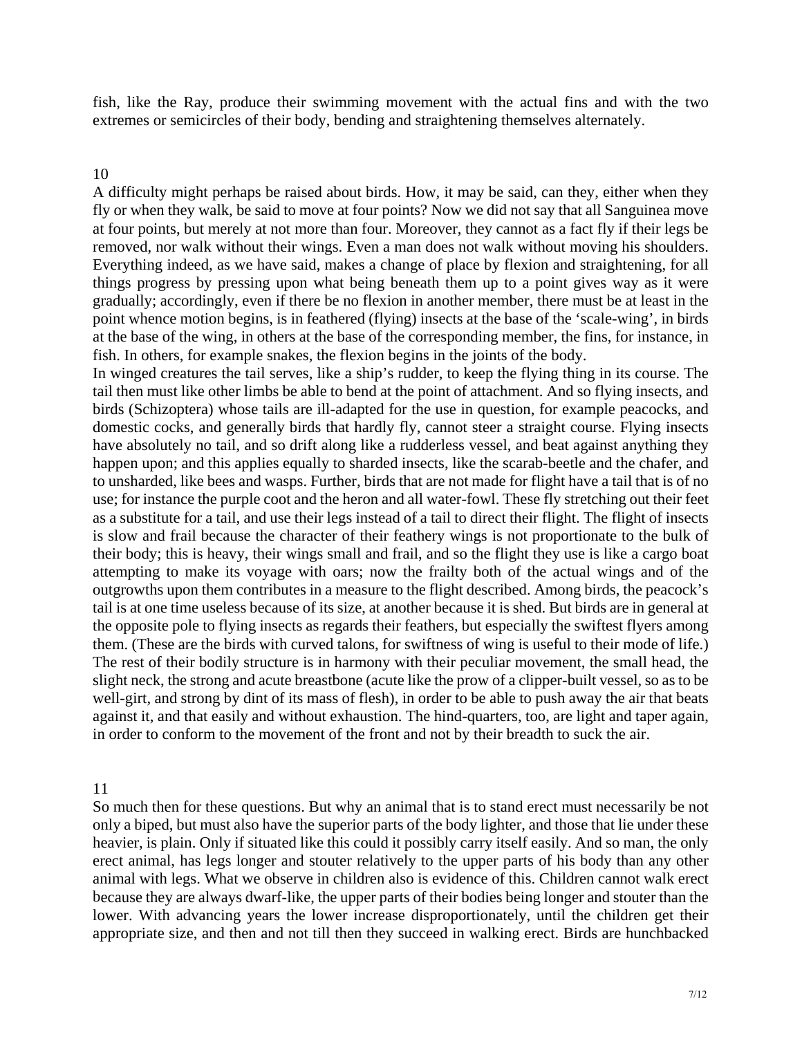fish, like the Ray, produce their swimming movement with the actual fins and with the two extremes or semicircles of their body, bending and straightening themselves alternately.

## 10

A difficulty might perhaps be raised about birds. How, it may be said, can they, either when they fly or when they walk, be said to move at four points? Now we did not say that all Sanguinea move at four points, but merely at not more than four. Moreover, they cannot as a fact fly if their legs be removed, nor walk without their wings. Even a man does not walk without moving his shoulders. Everything indeed, as we have said, makes a change of place by flexion and straightening, for all things progress by pressing upon what being beneath them up to a point gives way as it were gradually; accordingly, even if there be no flexion in another member, there must be at least in the point whence motion begins, is in feathered (flying) insects at the base of the 'scale-wing', in birds at the base of the wing, in others at the base of the corresponding member, the fins, for instance, in fish. In others, for example snakes, the flexion begins in the joints of the body.

In winged creatures the tail serves, like a ship's rudder, to keep the flying thing in its course. The tail then must like other limbs be able to bend at the point of attachment. And so flying insects, and birds (Schizoptera) whose tails are ill-adapted for the use in question, for example peacocks, and domestic cocks, and generally birds that hardly fly, cannot steer a straight course. Flying insects have absolutely no tail, and so drift along like a rudderless vessel, and beat against anything they happen upon; and this applies equally to sharded insects, like the scarab-beetle and the chafer, and to unsharded, like bees and wasps. Further, birds that are not made for flight have a tail that is of no use; for instance the purple coot and the heron and all water-fowl. These fly stretching out their feet as a substitute for a tail, and use their legs instead of a tail to direct their flight. The flight of insects is slow and frail because the character of their feathery wings is not proportionate to the bulk of their body; this is heavy, their wings small and frail, and so the flight they use is like a cargo boat attempting to make its voyage with oars; now the frailty both of the actual wings and of the outgrowths upon them contributes in a measure to the flight described. Among birds, the peacock's tail is at one time useless because of its size, at another because it is shed. But birds are in general at the opposite pole to flying insects as regards their feathers, but especially the swiftest flyers among them. (These are the birds with curved talons, for swiftness of wing is useful to their mode of life.) The rest of their bodily structure is in harmony with their peculiar movement, the small head, the slight neck, the strong and acute breastbone (acute like the prow of a clipper-built vessel, so as to be well-girt, and strong by dint of its mass of flesh), in order to be able to push away the air that beats against it, and that easily and without exhaustion. The hind-quarters, too, are light and taper again, in order to conform to the movement of the front and not by their breadth to suck the air.

## 11

So much then for these questions. But why an animal that is to stand erect must necessarily be not only a biped, but must also have the superior parts of the body lighter, and those that lie under these heavier, is plain. Only if situated like this could it possibly carry itself easily. And so man, the only erect animal, has legs longer and stouter relatively to the upper parts of his body than any other animal with legs. What we observe in children also is evidence of this. Children cannot walk erect because they are always dwarf-like, the upper parts of their bodies being longer and stouter than the lower. With advancing years the lower increase disproportionately, until the children get their appropriate size, and then and not till then they succeed in walking erect. Birds are hunchbacked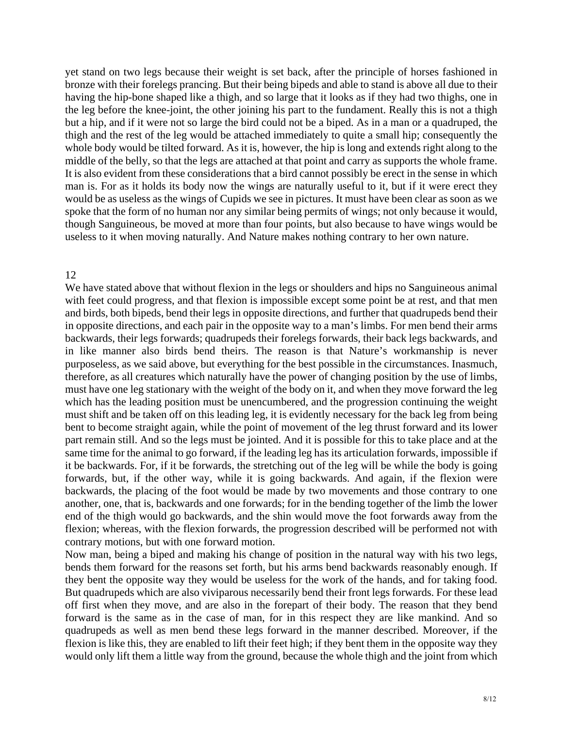yet stand on two legs because their weight is set back, after the principle of horses fashioned in bronze with their forelegs prancing. But their being bipeds and able to stand is above all due to their having the hip-bone shaped like a thigh, and so large that it looks as if they had two thighs, one in the leg before the knee-joint, the other joining his part to the fundament. Really this is not a thigh but a hip, and if it were not so large the bird could not be a biped. As in a man or a quadruped, the thigh and the rest of the leg would be attached immediately to quite a small hip; consequently the whole body would be tilted forward. As it is, however, the hip is long and extends right along to the middle of the belly, so that the legs are attached at that point and carry as supports the whole frame. It is also evident from these considerations that a bird cannot possibly be erect in the sense in which man is. For as it holds its body now the wings are naturally useful to it, but if it were erect they would be as useless as the wings of Cupids we see in pictures. It must have been clear as soon as we spoke that the form of no human nor any similar being permits of wings; not only because it would, though Sanguineous, be moved at more than four points, but also because to have wings would be useless to it when moving naturally. And Nature makes nothing contrary to her own nature.

## 12

We have stated above that without flexion in the legs or shoulders and hips no Sanguineous animal with feet could progress, and that flexion is impossible except some point be at rest, and that men and birds, both bipeds, bend their legs in opposite directions, and further that quadrupeds bend their in opposite directions, and each pair in the opposite way to a man's limbs. For men bend their arms backwards, their legs forwards; quadrupeds their forelegs forwards, their back legs backwards, and in like manner also birds bend theirs. The reason is that Nature's workmanship is never purposeless, as we said above, but everything for the best possible in the circumstances. Inasmuch, therefore, as all creatures which naturally have the power of changing position by the use of limbs, must have one leg stationary with the weight of the body on it, and when they move forward the leg which has the leading position must be unencumbered, and the progression continuing the weight must shift and be taken off on this leading leg, it is evidently necessary for the back leg from being bent to become straight again, while the point of movement of the leg thrust forward and its lower part remain still. And so the legs must be jointed. And it is possible for this to take place and at the same time for the animal to go forward, if the leading leg has its articulation forwards, impossible if it be backwards. For, if it be forwards, the stretching out of the leg will be while the body is going forwards, but, if the other way, while it is going backwards. And again, if the flexion were backwards, the placing of the foot would be made by two movements and those contrary to one another, one, that is, backwards and one forwards; for in the bending together of the limb the lower end of the thigh would go backwards, and the shin would move the foot forwards away from the flexion; whereas, with the flexion forwards, the progression described will be performed not with contrary motions, but with one forward motion.

Now man, being a biped and making his change of position in the natural way with his two legs, bends them forward for the reasons set forth, but his arms bend backwards reasonably enough. If they bent the opposite way they would be useless for the work of the hands, and for taking food. But quadrupeds which are also viviparous necessarily bend their front legs forwards. For these lead off first when they move, and are also in the forepart of their body. The reason that they bend forward is the same as in the case of man, for in this respect they are like mankind. And so quadrupeds as well as men bend these legs forward in the manner described. Moreover, if the flexion is like this, they are enabled to lift their feet high; if they bent them in the opposite way they would only lift them a little way from the ground, because the whole thigh and the joint from which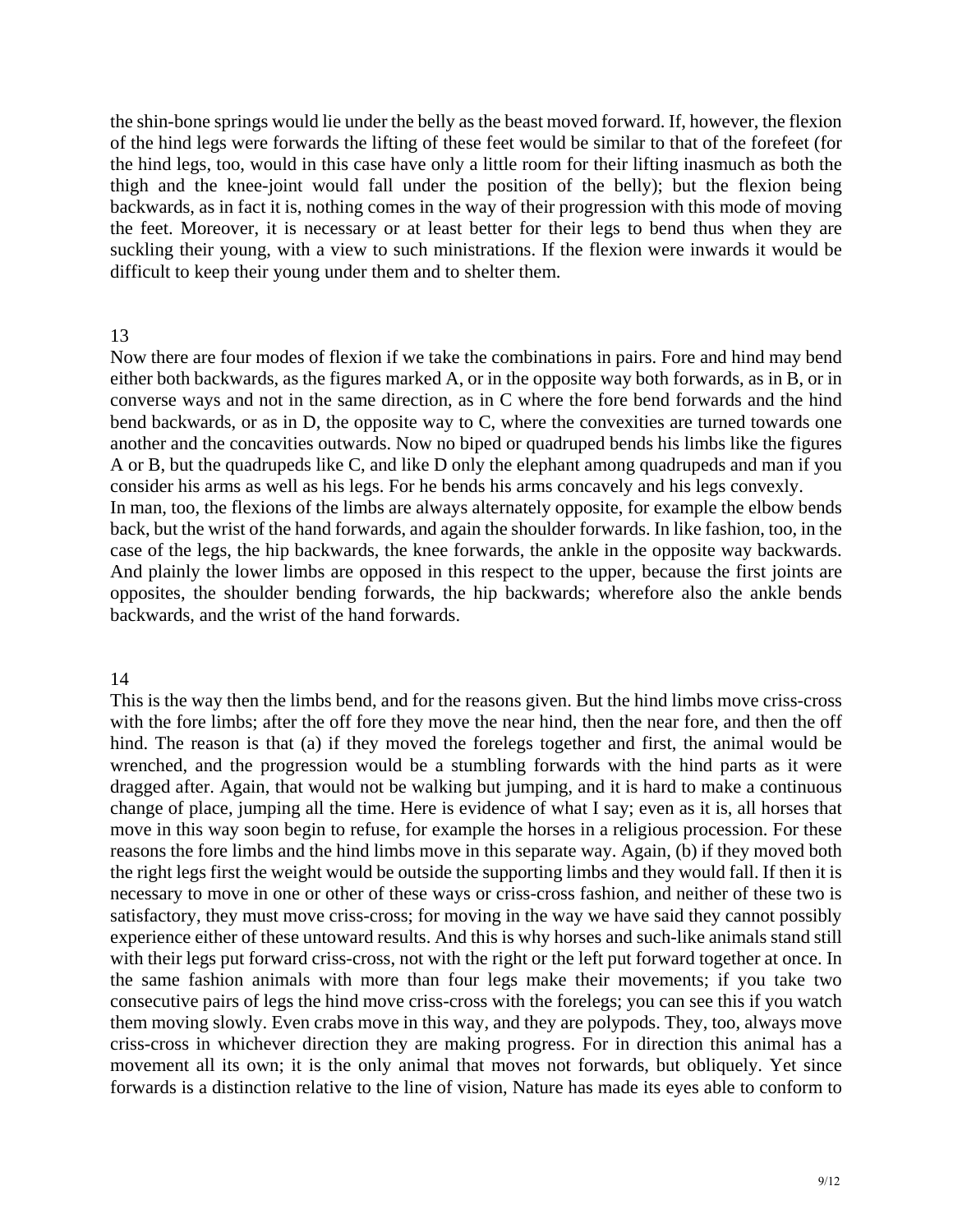the shin-bone springs would lie under the belly as the beast moved forward. If, however, the flexion of the hind legs were forwards the lifting of these feet would be similar to that of the forefeet (for the hind legs, too, would in this case have only a little room for their lifting inasmuch as both the thigh and the knee-joint would fall under the position of the belly); but the flexion being backwards, as in fact it is, nothing comes in the way of their progression with this mode of moving the feet. Moreover, it is necessary or at least better for their legs to bend thus when they are suckling their young, with a view to such ministrations. If the flexion were inwards it would be difficult to keep their young under them and to shelter them.

## 13

Now there are four modes of flexion if we take the combinations in pairs. Fore and hind may bend either both backwards, as the figures marked A, or in the opposite way both forwards, as in B, or in converse ways and not in the same direction, as in C where the fore bend forwards and the hind bend backwards, or as in D, the opposite way to C, where the convexities are turned towards one another and the concavities outwards. Now no biped or quadruped bends his limbs like the figures A or B, but the quadrupeds like C, and like D only the elephant among quadrupeds and man if you consider his arms as well as his legs. For he bends his arms concavely and his legs convexly.

In man, too, the flexions of the limbs are always alternately opposite, for example the elbow bends back, but the wrist of the hand forwards, and again the shoulder forwards. In like fashion, too, in the case of the legs, the hip backwards, the knee forwards, the ankle in the opposite way backwards. And plainly the lower limbs are opposed in this respect to the upper, because the first joints are opposites, the shoulder bending forwards, the hip backwards; wherefore also the ankle bends backwards, and the wrist of the hand forwards.

## 14

This is the way then the limbs bend, and for the reasons given. But the hind limbs move criss-cross with the fore limbs; after the off fore they move the near hind, then the near fore, and then the off hind. The reason is that (a) if they moved the forelegs together and first, the animal would be wrenched, and the progression would be a stumbling forwards with the hind parts as it were dragged after. Again, that would not be walking but jumping, and it is hard to make a continuous change of place, jumping all the time. Here is evidence of what I say; even as it is, all horses that move in this way soon begin to refuse, for example the horses in a religious procession. For these reasons the fore limbs and the hind limbs move in this separate way. Again, (b) if they moved both the right legs first the weight would be outside the supporting limbs and they would fall. If then it is necessary to move in one or other of these ways or criss-cross fashion, and neither of these two is satisfactory, they must move criss-cross; for moving in the way we have said they cannot possibly experience either of these untoward results. And this is why horses and such-like animals stand still with their legs put forward criss-cross, not with the right or the left put forward together at once. In the same fashion animals with more than four legs make their movements; if you take two consecutive pairs of legs the hind move criss-cross with the forelegs; you can see this if you watch them moving slowly. Even crabs move in this way, and they are polypods. They, too, always move criss-cross in whichever direction they are making progress. For in direction this animal has a movement all its own; it is the only animal that moves not forwards, but obliquely. Yet since forwards is a distinction relative to the line of vision, Nature has made its eyes able to conform to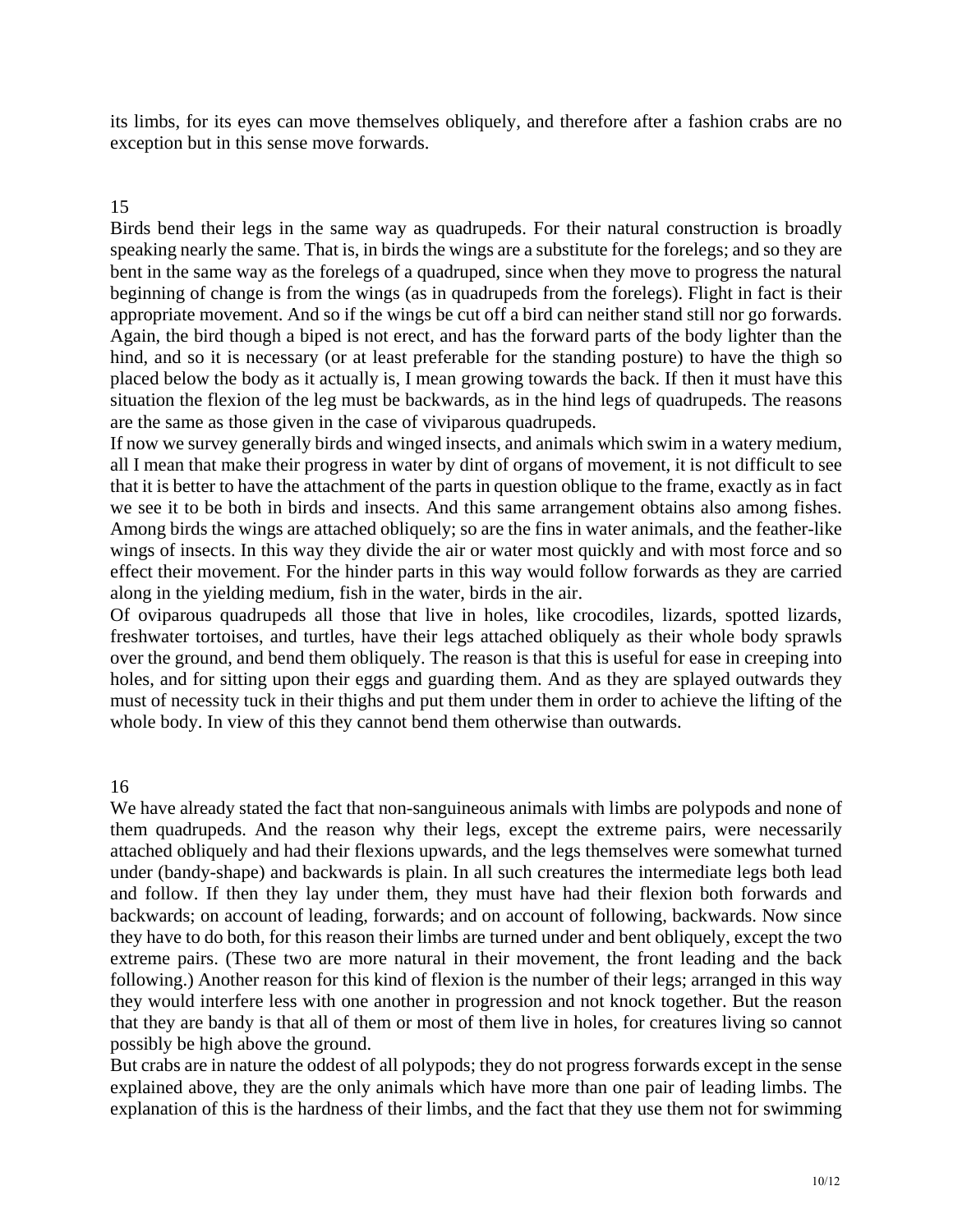its limbs, for its eyes can move themselves obliquely, and therefore after a fashion crabs are no exception but in this sense move forwards.

## 15

Birds bend their legs in the same way as quadrupeds. For their natural construction is broadly speaking nearly the same. That is, in birds the wings are a substitute for the forelegs; and so they are bent in the same way as the forelegs of a quadruped, since when they move to progress the natural beginning of change is from the wings (as in quadrupeds from the forelegs). Flight in fact is their appropriate movement. And so if the wings be cut off a bird can neither stand still nor go forwards. Again, the bird though a biped is not erect, and has the forward parts of the body lighter than the hind, and so it is necessary (or at least preferable for the standing posture) to have the thigh so placed below the body as it actually is, I mean growing towards the back. If then it must have this situation the flexion of the leg must be backwards, as in the hind legs of quadrupeds. The reasons are the same as those given in the case of viviparous quadrupeds.

If now we survey generally birds and winged insects, and animals which swim in a watery medium, all I mean that make their progress in water by dint of organs of movement, it is not difficult to see that it is better to have the attachment of the parts in question oblique to the frame, exactly as in fact we see it to be both in birds and insects. And this same arrangement obtains also among fishes. Among birds the wings are attached obliquely; so are the fins in water animals, and the feather-like wings of insects. In this way they divide the air or water most quickly and with most force and so effect their movement. For the hinder parts in this way would follow forwards as they are carried along in the yielding medium, fish in the water, birds in the air.

Of oviparous quadrupeds all those that live in holes, like crocodiles, lizards, spotted lizards, freshwater tortoises, and turtles, have their legs attached obliquely as their whole body sprawls over the ground, and bend them obliquely. The reason is that this is useful for ease in creeping into holes, and for sitting upon their eggs and guarding them. And as they are splayed outwards they must of necessity tuck in their thighs and put them under them in order to achieve the lifting of the whole body. In view of this they cannot bend them otherwise than outwards.

## 16

We have already stated the fact that non-sanguineous animals with limbs are polypods and none of them quadrupeds. And the reason why their legs, except the extreme pairs, were necessarily attached obliquely and had their flexions upwards, and the legs themselves were somewhat turned under (bandy-shape) and backwards is plain. In all such creatures the intermediate legs both lead and follow. If then they lay under them, they must have had their flexion both forwards and backwards; on account of leading, forwards; and on account of following, backwards. Now since they have to do both, for this reason their limbs are turned under and bent obliquely, except the two extreme pairs. (These two are more natural in their movement, the front leading and the back following.) Another reason for this kind of flexion is the number of their legs; arranged in this way they would interfere less with one another in progression and not knock together. But the reason that they are bandy is that all of them or most of them live in holes, for creatures living so cannot possibly be high above the ground.

But crabs are in nature the oddest of all polypods; they do not progress forwards except in the sense explained above, they are the only animals which have more than one pair of leading limbs. The explanation of this is the hardness of their limbs, and the fact that they use them not for swimming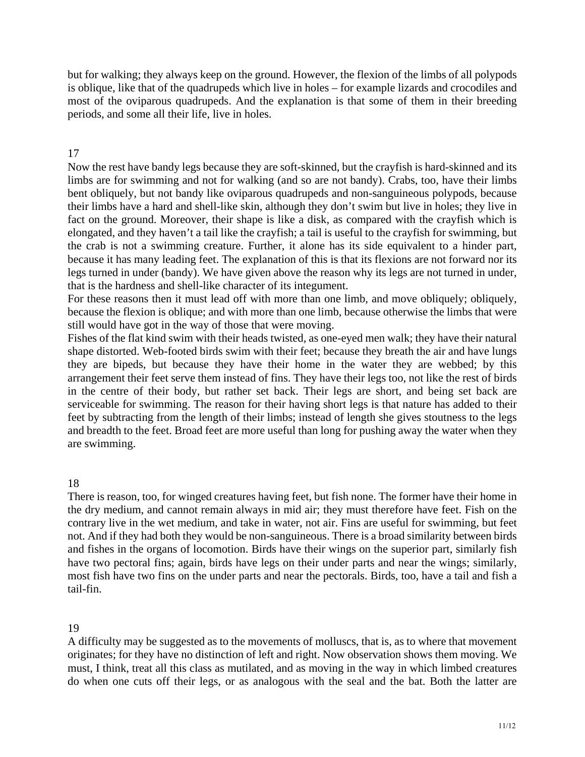but for walking; they always keep on the ground. However, the flexion of the limbs of all polypods is oblique, like that of the quadrupeds which live in holes – for example lizards and crocodiles and most of the oviparous quadrupeds. And the explanation is that some of them in their breeding periods, and some all their life, live in holes.

## 17

Now the rest have bandy legs because they are soft-skinned, but the crayfish is hard-skinned and its limbs are for swimming and not for walking (and so are not bandy). Crabs, too, have their limbs bent obliquely, but not bandy like oviparous quadrupeds and non-sanguineous polypods, because their limbs have a hard and shell-like skin, although they don't swim but live in holes; they live in fact on the ground. Moreover, their shape is like a disk, as compared with the crayfish which is elongated, and they haven't a tail like the crayfish; a tail is useful to the crayfish for swimming, but the crab is not a swimming creature. Further, it alone has its side equivalent to a hinder part, because it has many leading feet. The explanation of this is that its flexions are not forward nor its legs turned in under (bandy). We have given above the reason why its legs are not turned in under, that is the hardness and shell-like character of its integument.

For these reasons then it must lead off with more than one limb, and move obliquely; obliquely, because the flexion is oblique; and with more than one limb, because otherwise the limbs that were still would have got in the way of those that were moving.

Fishes of the flat kind swim with their heads twisted, as one-eyed men walk; they have their natural shape distorted. Web-footed birds swim with their feet; because they breath the air and have lungs they are bipeds, but because they have their home in the water they are webbed; by this arrangement their feet serve them instead of fins. They have their legs too, not like the rest of birds in the centre of their body, but rather set back. Their legs are short, and being set back are serviceable for swimming. The reason for their having short legs is that nature has added to their feet by subtracting from the length of their limbs; instead of length she gives stoutness to the legs and breadth to the feet. Broad feet are more useful than long for pushing away the water when they are swimming.

## 18

There is reason, too, for winged creatures having feet, but fish none. The former have their home in the dry medium, and cannot remain always in mid air; they must therefore have feet. Fish on the contrary live in the wet medium, and take in water, not air. Fins are useful for swimming, but feet not. And if they had both they would be non-sanguineous. There is a broad similarity between birds and fishes in the organs of locomotion. Birds have their wings on the superior part, similarly fish have two pectoral fins; again, birds have legs on their under parts and near the wings; similarly, most fish have two fins on the under parts and near the pectorals. Birds, too, have a tail and fish a tail-fin.

## 19

A difficulty may be suggested as to the movements of molluscs, that is, as to where that movement originates; for they have no distinction of left and right. Now observation shows them moving. We must, I think, treat all this class as mutilated, and as moving in the way in which limbed creatures do when one cuts off their legs, or as analogous with the seal and the bat. Both the latter are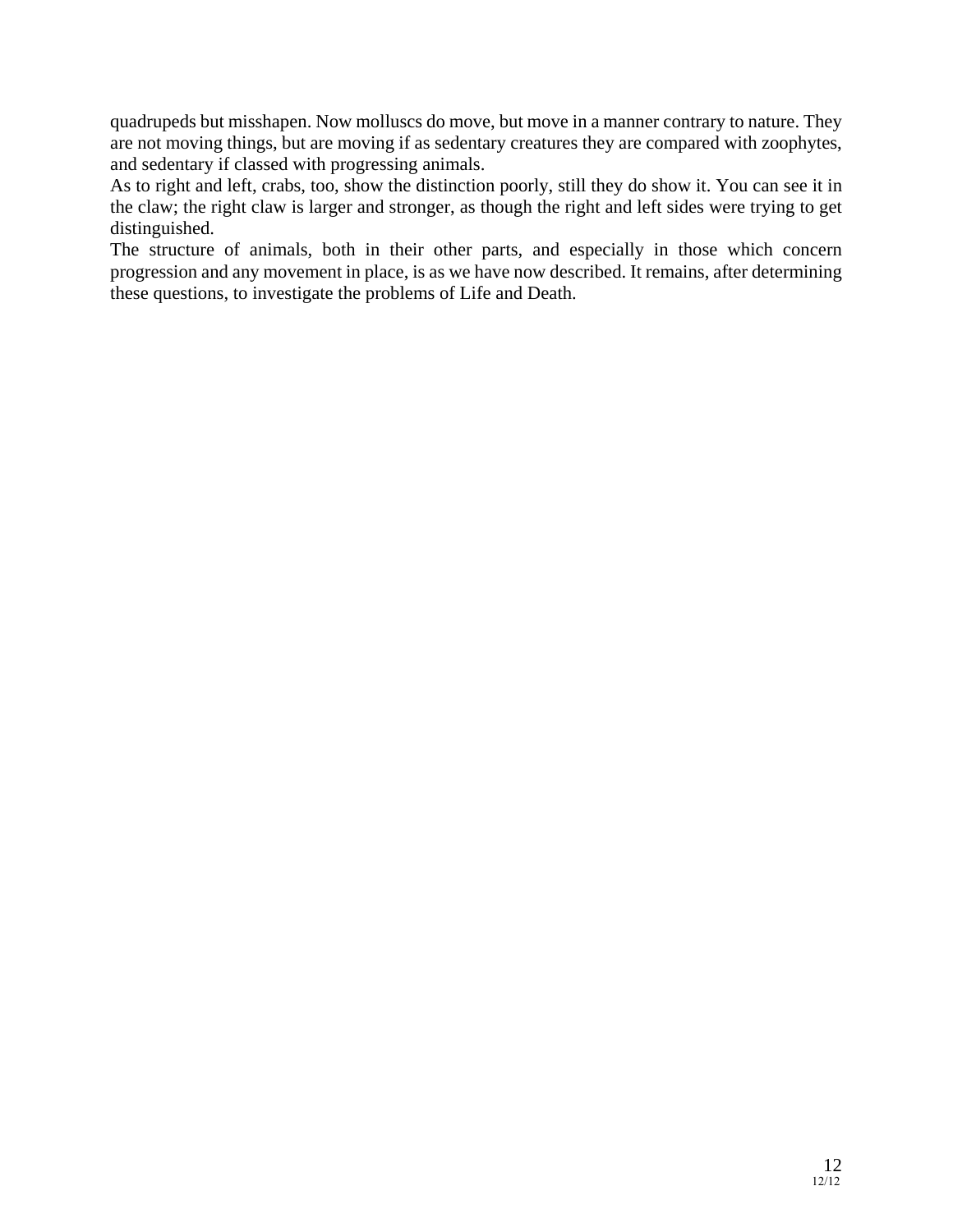quadrupeds but misshapen. Now molluscs do move, but move in a manner contrary to nature. They are not moving things, but are moving if as sedentary creatures they are compared with zoophytes, and sedentary if classed with progressing animals.

As to right and left, crabs, too, show the distinction poorly, still they do show it. You can see it in the claw; the right claw is larger and stronger, as though the right and left sides were trying to get distinguished.

The structure of animals, both in their other parts, and especially in those which concern progression and any movement in place, is as we have now described. It remains, after determining these questions, to investigate the problems of Life and Death.